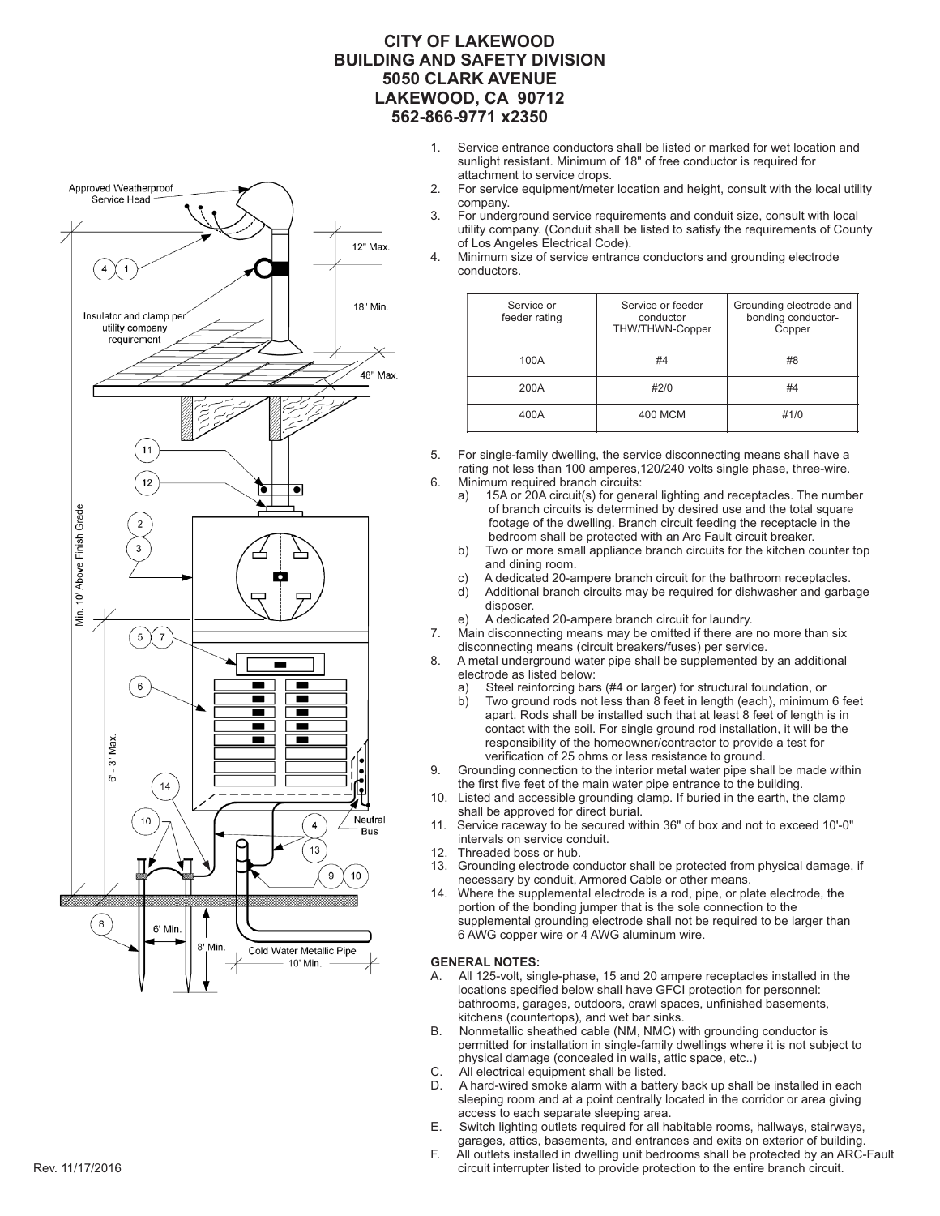# CITY OF LAKEWOOD
# BUILDING AND SAFETY DIVISION
# 5050 CLARK AVENUE
# LAKEWOOD, CA 90712
# 562-866-9771 x2350

1. Service entrance conductors shall be listed or marked for wet location and sunlight resistant. Minimum of 18" of free conductor is required for attachment to service drops.
2. For service equipment/meter location and height, consult with the local utility company.
3. For underground service requirements and conduit size, consult with local utility company. (Conduit shall be listed to satisfy the requirements of County of Los Angeles Electrical Code).
4. Minimum size of service entrance conductors and grounding electrode conductors.

| Service or feeder rating | Service or feeder conductor THW/THWN-Copper | Grounding electrode and bonding conductor- Copper |
|---|---|---|
| 100A | #4 | #8 |
| 200A | #2/0 | #4 |
| 400A | 400 MCM | #1/0 |

5. For single-family dwelling, the service disconnecting means shall have a rating not less than 100 amperes,120/240 volts single phase, three-wire.
6. Minimum required branch circuits:
   a) 15A or 20A circuit(s) for general lighting and receptacles. The number of branch circuits is determined by desired use and the total square footage of the dwelling. Branch circuit feeding the receptacle in the bedroom shall be protected with an Arc Fault circuit breaker.
   b) Two or more small appliance branch circuits for the kitchen counter top and dining room.
   c) A dedicated 20-ampere branch circuit for the bathroom receptacles.
   d) Additional branch circuits may be required for dishwasher and garbage disposer.
   e) A dedicated 20-ampere branch circuit for laundry.
7. Main disconnecting means may be omitted if there are no more than six disconnecting means (circuit breakers/fuses) per service.
8. A metal underground water pipe shall be supplemented by an additional electrode as listed below:
   a) Steel reinforcing bars (#4 or larger) for structural foundation, or
   b) Two ground rods not less than 8 feet in length (each), minimum 6 feet apart. Rods shall be installed such that at least 8 feet of length is in contact with the soil. For single ground rod installation, it will be the responsibility of the homeowner/contractor to provide a test for verification of 25 ohms or less resistance to ground.
9. Grounding connection to the interior metal water pipe shall be made within the first five feet of the main water pipe entrance to the building.
10. Listed and accessible grounding clamp. If buried in the earth, the clamp shall be approved for direct burial.
11. Service raceway to be secured within 36" of box and not to exceed 10'-0" intervals on service conduit.
12. Threaded boss or hub.
13. Grounding electrode conductor shall be protected from physical damage, if necessary by conduit, Armored Cable or other means.
14. Where the supplemental electrode is a rod, pipe, or plate electrode, the portion of the bonding jumper that is the sole connection to the supplemental grounding electrode shall not be required to be larger than 6 AWG copper wire or 4 AWG aluminum wire.

**GENERAL NOTES:**

A. All 125-volt, single-phase, 15 and 20 ampere receptacles installed in the locations specified below shall have GFCI protection for personnel: bathrooms, garages, outdoors, crawl spaces, unfinished basements, kitchens (countertops), and wet bar sinks.

B. Nonmetallic sheathed cable (NM, NMC) with grounding conductor is permitted for installation in single-family dwellings where it is not subject to physical damage (concealed in walls, attic space, etc..)

C. All electrical equipment shall be listed.

D. A hard-wired smoke alarm with a battery back up shall be installed in each sleeping room and at a point centrally located in the corridor or area giving access to each separate sleeping area.

E. Switch lighting outlets required for all habitable rooms, hallways, stairways, garages, attics, basements, and entrances and exits on exterior of building.

F. All outlets installed in dwelling unit bedrooms shall be protected by an ARC-Fault circuit interrupter listed to provide protection to the entire branch circuit.

Rev. 11/17/2016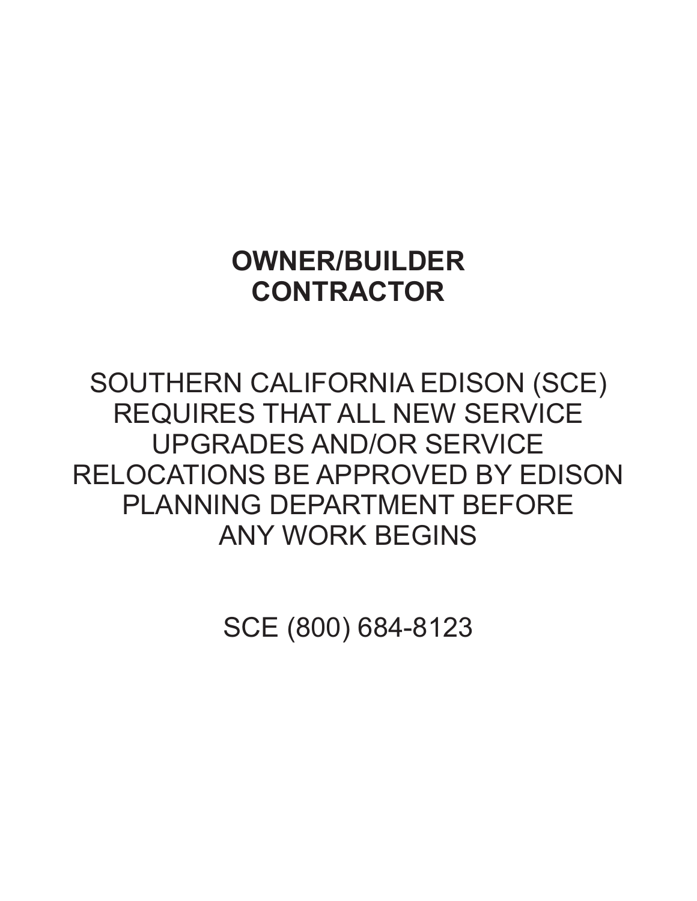**OWNER/BUILDER**
**CONTRACTOR**

SOUTHERN CALIFORNIA EDISON (SCE) REQUIRES THAT ALL NEW SERVICE UPGRADES AND/OR SERVICE RELOCATIONS BE APPROVED BY EDISON PLANNING DEPARTMENT BEFORE ANY WORK BEGINS

SCE (800) 684-8123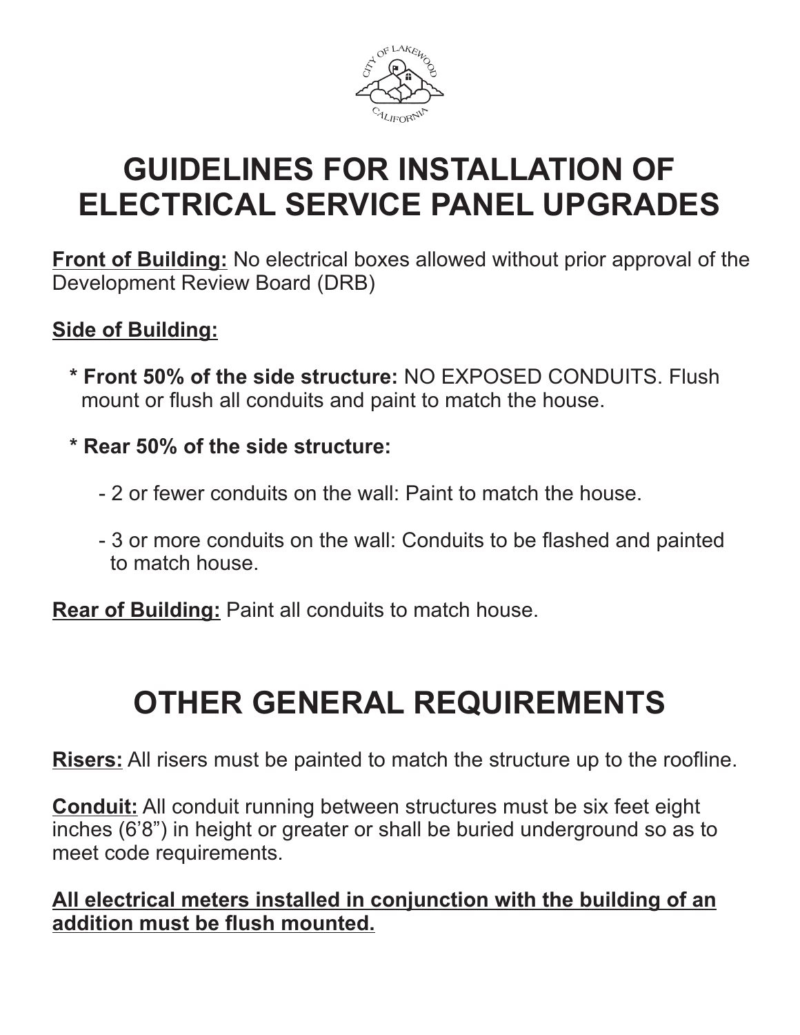# GUIDELINES FOR INSTALLATION OF ELECTRICAL SERVICE PANEL UPGRADES

**Front of Building:** No electrical boxes allowed without prior approval of the Development Review Board (DRB)

**Side of Building:**

* **Front 50% of the side structure:** NO EXPOSED CONDUITS. Flush mount or flush all conduits and paint to match the house.

* **Rear 50% of the side structure:**

  - 2 or fewer conduits on the wall: Paint to match the house.

  - 3 or more conduits on the wall: Conduits to be flashed and painted to match house.

**Rear of Building:** Paint all conduits to match house.

# OTHER GENERAL REQUIREMENTS

**Risers:** All risers must be painted to match the structure up to the roofline.

**Conduit:** All conduit running between structures must be six feet eight inches (6'8") in height or greater or shall be buried underground so as to meet code requirements.

**All electrical meters installed in conjunction with the building of an addition must be flush mounted.**